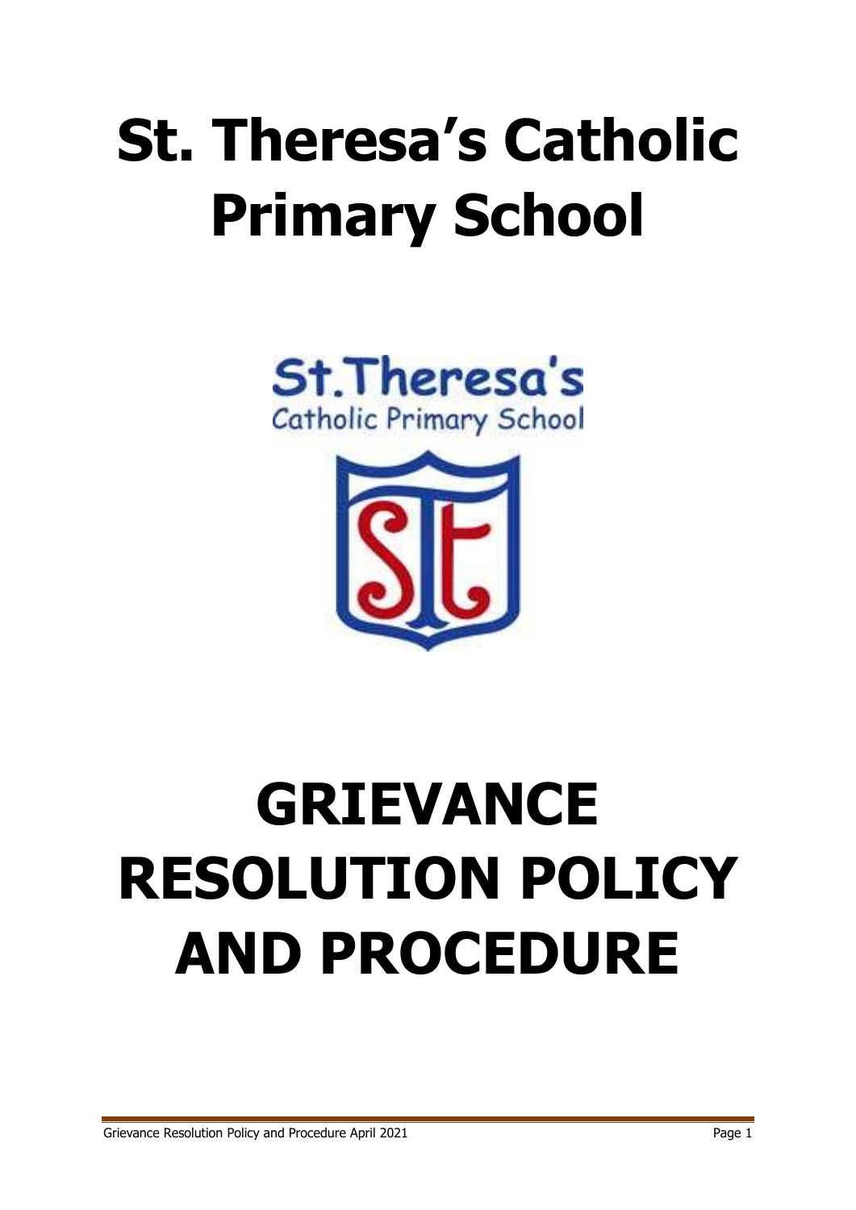# St. Theresa's Catholic Primary School

# GRIEVANCE RESOLUTION POLICY AND PROCEDURE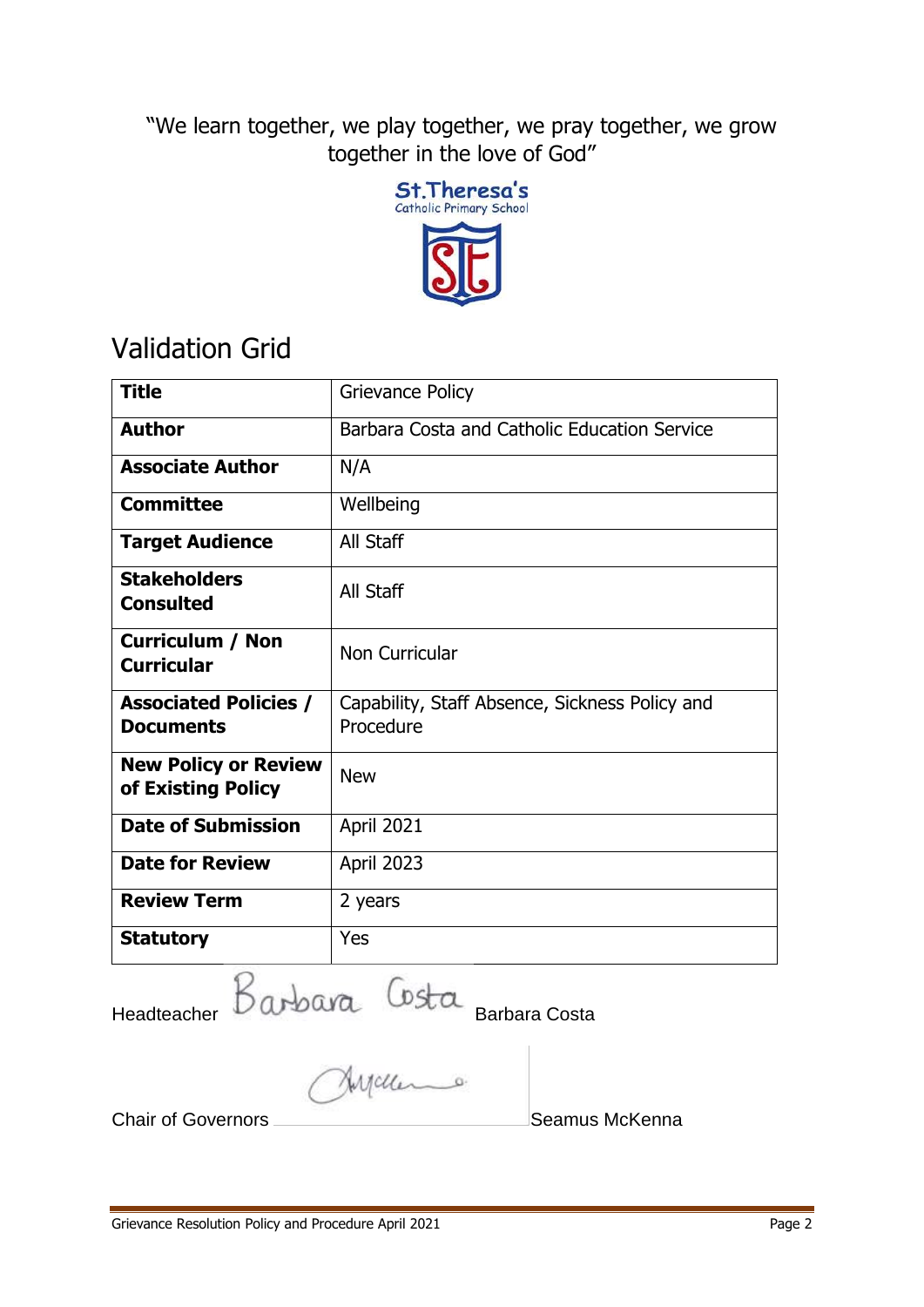"We learn together, we play together, we pray together, we grow together in the love of God"

St.Theresa's
Catholic Primary School

# Validation Grid

| **Title** | Grievance Policy |
|---|---|
| **Author** | Barbara Costa and Catholic Education Service |
| **Associate Author** | N/A |
| **Committee** | Wellbeing |
| **Target Audience** | All Staff |
| **Stakeholders Consulted** | All Staff |
| **Curriculum / Non Curricular** | Non Curricular |
| **Associated Policies / Documents** | Capability, Staff Absence, Sickness Policy and Procedure |
| **New Policy or Review of Existing Policy** | New |
| **Date of Submission** | April 2021 |
| **Date for Review** | April 2023 |
| **Review Term** | 2 years |
| **Statutory** | Yes |

Headteacher Barbara Costa

Chair of Governors Seamus McKenna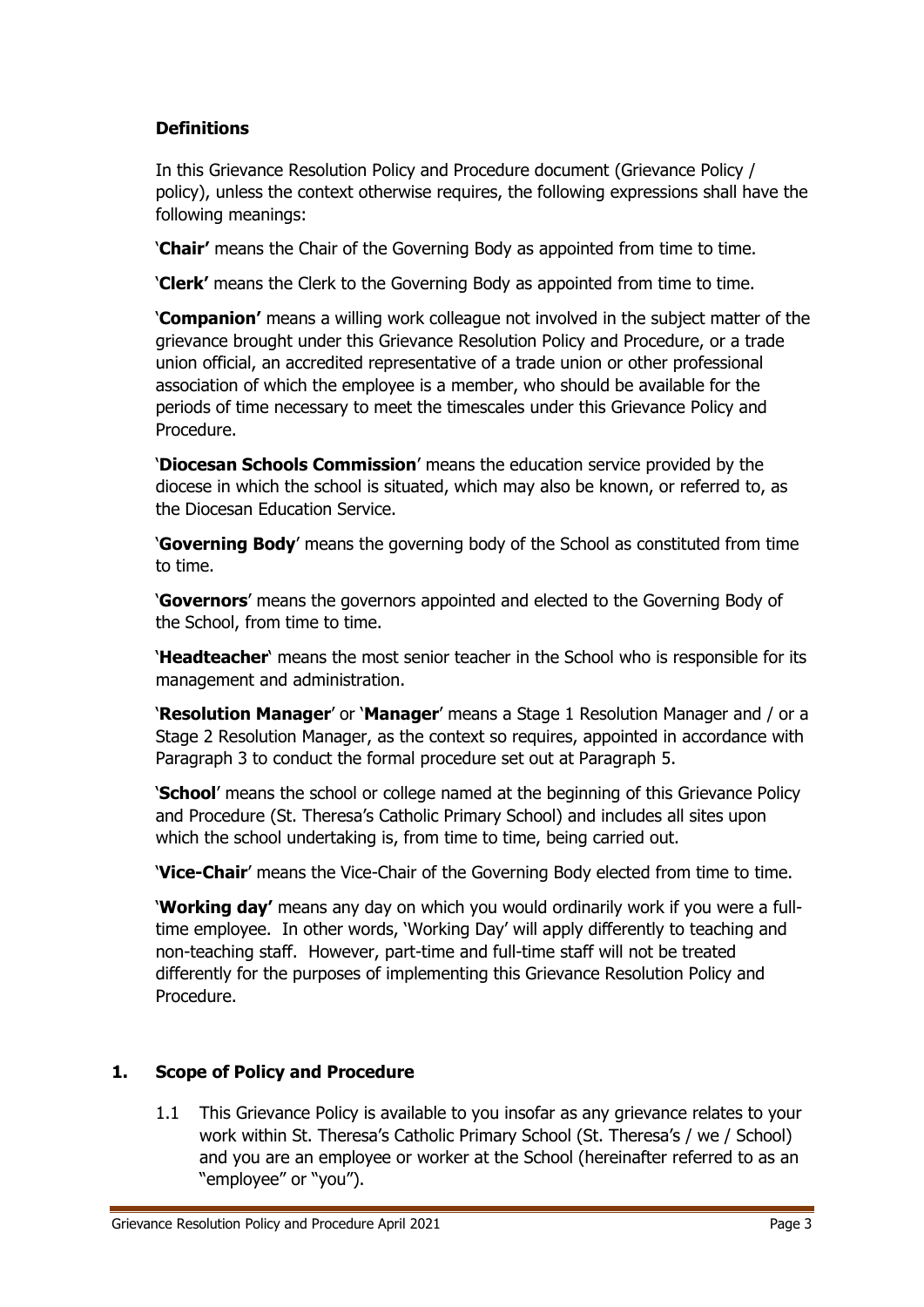### Definitions

In this Grievance Resolution Policy and Procedure document (Grievance Policy / policy), unless the context otherwise requires, the following expressions shall have the following meanings:

'**Chair'** means the Chair of the Governing Body as appointed from time to time.

'**Clerk'** means the Clerk to the Governing Body as appointed from time to time.

'**Companion'** means a willing work colleague not involved in the subject matter of the grievance brought under this Grievance Resolution Policy and Procedure, or a trade union official, an accredited representative of a trade union or other professional association of which the employee is a member, who should be available for the periods of time necessary to meet the timescales under this Grievance Policy and Procedure.

'**Diocesan Schools Commission**' means the education service provided by the diocese in which the school is situated, which may also be known, or referred to, as the Diocesan Education Service.

'**Governing Body**' means the governing body of the School as constituted from time to time.

'**Governors**' means the governors appointed and elected to the Governing Body of the School, from time to time.

'**Headteacher**' means the most senior teacher in the School who is responsible for its management and administration.

'**Resolution Manager**' or '**Manager**' means a Stage 1 Resolution Manager and / or a Stage 2 Resolution Manager, as the context so requires, appointed in accordance with Paragraph 3 to conduct the formal procedure set out at Paragraph 5.

'**School**' means the school or college named at the beginning of this Grievance Policy and Procedure (St. Theresa's Catholic Primary School) and includes all sites upon which the school undertaking is, from time to time, being carried out.

'**Vice-Chair**' means the Vice-Chair of the Governing Body elected from time to time.

'**Working day'** means any day on which you would ordinarily work if you were a full-time employee. In other words, 'Working Day' will apply differently to teaching and non-teaching staff. However, part-time and full-time staff will not be treated differently for the purposes of implementing this Grievance Resolution Policy and Procedure.

## 1. Scope of Policy and Procedure

1.1 This Grievance Policy is available to you insofar as any grievance relates to your work within St. Theresa's Catholic Primary School (St. Theresa's / we / School) and you are an employee or worker at the School (hereinafter referred to as an "employee" or "you").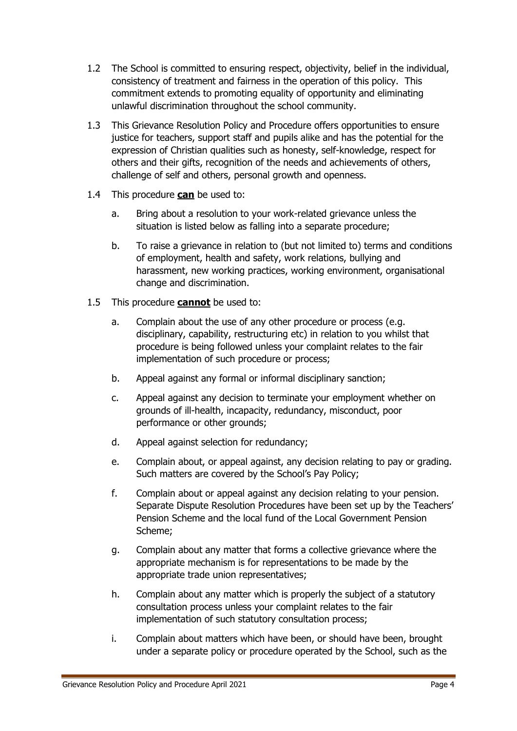1.2 The School is committed to ensuring respect, objectivity, belief in the individual, consistency of treatment and fairness in the operation of this policy. This commitment extends to promoting equality of opportunity and eliminating unlawful discrimination throughout the school community.

1.3 This Grievance Resolution Policy and Procedure offers opportunities to ensure justice for teachers, support staff and pupils alike and has the potential for the expression of Christian qualities such as honesty, self-knowledge, respect for others and their gifts, recognition of the needs and achievements of others, challenge of self and others, personal growth and openness.

1.4 This procedure **can** be used to:

a. Bring about a resolution to your work-related grievance unless the situation is listed below as falling into a separate procedure;

b. To raise a grievance in relation to (but not limited to) terms and conditions of employment, health and safety, work relations, bullying and harassment, new working practices, working environment, organisational change and discrimination.

1.5 This procedure **cannot** be used to:

a. Complain about the use of any other procedure or process (e.g. disciplinary, capability, restructuring etc) in relation to you whilst that procedure is being followed unless your complaint relates to the fair implementation of such procedure or process;

b. Appeal against any formal or informal disciplinary sanction;

c. Appeal against any decision to terminate your employment whether on grounds of ill-health, incapacity, redundancy, misconduct, poor performance or other grounds;

d. Appeal against selection for redundancy;

e. Complain about, or appeal against, any decision relating to pay or grading. Such matters are covered by the School's Pay Policy;

f. Complain about or appeal against any decision relating to your pension. Separate Dispute Resolution Procedures have been set up by the Teachers' Pension Scheme and the local fund of the Local Government Pension Scheme;

g. Complain about any matter that forms a collective grievance where the appropriate mechanism is for representations to be made by the appropriate trade union representatives;

h. Complain about any matter which is properly the subject of a statutory consultation process unless your complaint relates to the fair implementation of such statutory consultation process;

i. Complain about matters which have been, or should have been, brought under a separate policy or procedure operated by the School, such as the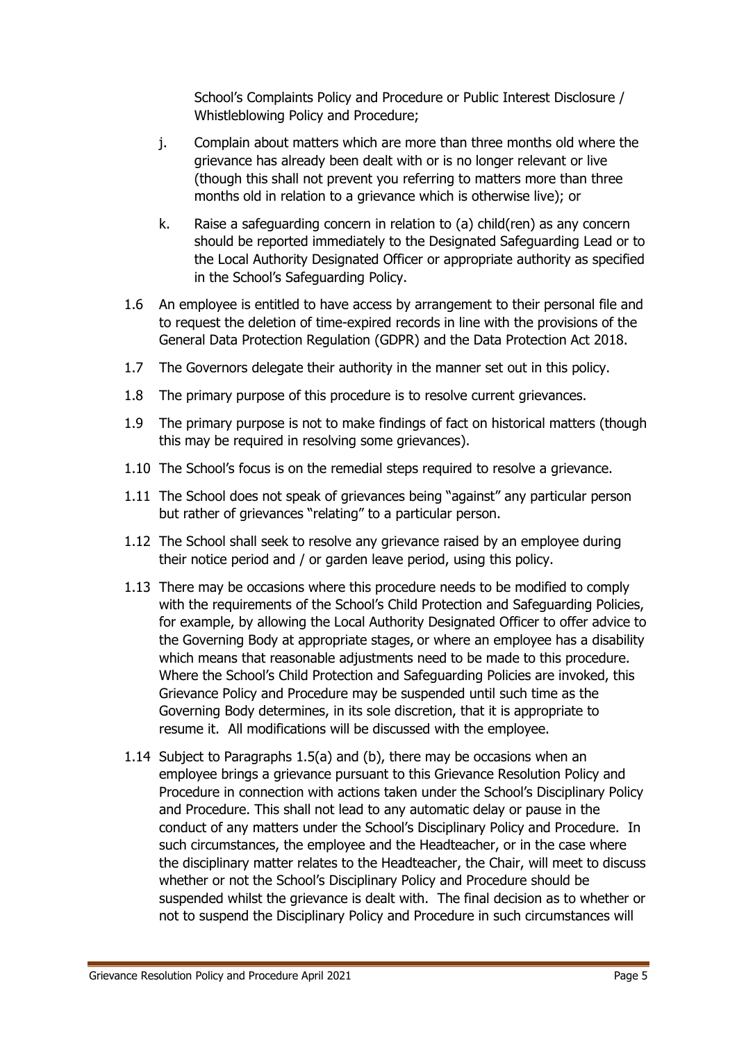School's Complaints Policy and Procedure or Public Interest Disclosure / Whistleblowing Policy and Procedure;

j. Complain about matters which are more than three months old where the grievance has already been dealt with or is no longer relevant or live (though this shall not prevent you referring to matters more than three months old in relation to a grievance which is otherwise live); or

k. Raise a safeguarding concern in relation to (a) child(ren) as any concern should be reported immediately to the Designated Safeguarding Lead or to the Local Authority Designated Officer or appropriate authority as specified in the School's Safeguarding Policy.

1.6 An employee is entitled to have access by arrangement to their personal file and to request the deletion of time-expired records in line with the provisions of the General Data Protection Regulation (GDPR) and the Data Protection Act 2018.

1.7 The Governors delegate their authority in the manner set out in this policy.

1.8 The primary purpose of this procedure is to resolve current grievances.

1.9 The primary purpose is not to make findings of fact on historical matters (though this may be required in resolving some grievances).

1.10 The School's focus is on the remedial steps required to resolve a grievance.

1.11 The School does not speak of grievances being "against" any particular person but rather of grievances "relating" to a particular person.

1.12 The School shall seek to resolve any grievance raised by an employee during their notice period and / or garden leave period, using this policy.

1.13 There may be occasions where this procedure needs to be modified to comply with the requirements of the School's Child Protection and Safeguarding Policies, for example, by allowing the Local Authority Designated Officer to offer advice to the Governing Body at appropriate stages, or where an employee has a disability which means that reasonable adjustments need to be made to this procedure. Where the School's Child Protection and Safeguarding Policies are invoked, this Grievance Policy and Procedure may be suspended until such time as the Governing Body determines, in its sole discretion, that it is appropriate to resume it. All modifications will be discussed with the employee.

1.14 Subject to Paragraphs 1.5(a) and (b), there may be occasions when an employee brings a grievance pursuant to this Grievance Resolution Policy and Procedure in connection with actions taken under the School's Disciplinary Policy and Procedure. This shall not lead to any automatic delay or pause in the conduct of any matters under the School's Disciplinary Policy and Procedure. In such circumstances, the employee and the Headteacher, or in the case where the disciplinary matter relates to the Headteacher, the Chair, will meet to discuss whether or not the School's Disciplinary Policy and Procedure should be suspended whilst the grievance is dealt with. The final decision as to whether or not to suspend the Disciplinary Policy and Procedure in such circumstances will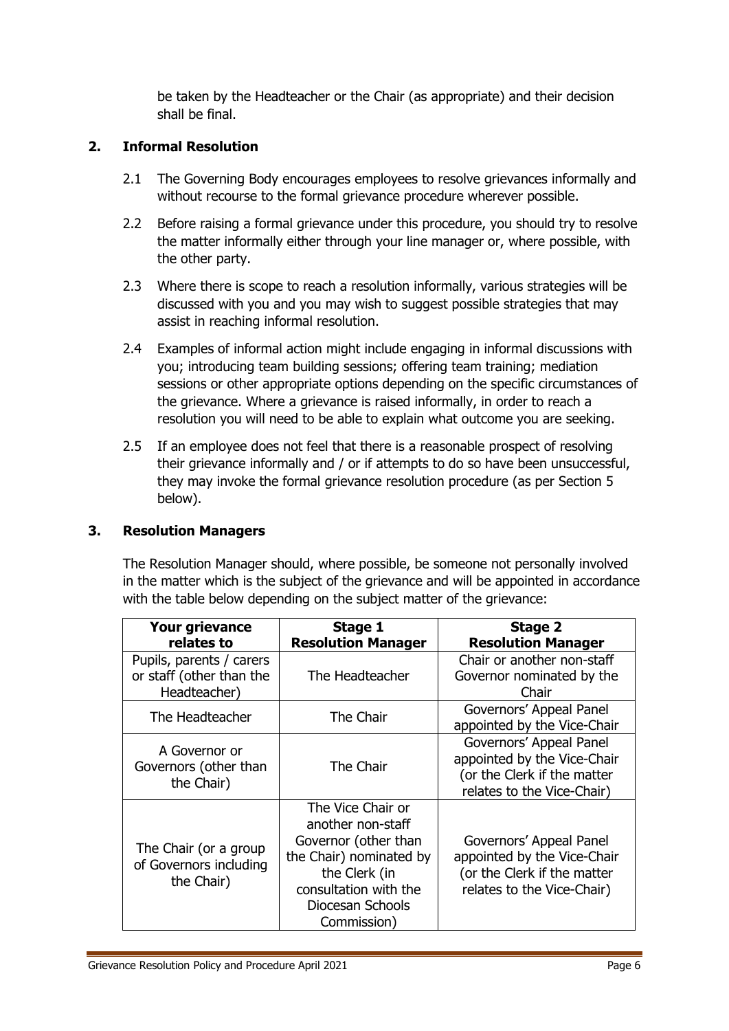be taken by the Headteacher or the Chair (as appropriate) and their decision shall be final.

## 2. Informal Resolution

2.1 The Governing Body encourages employees to resolve grievances informally and without recourse to the formal grievance procedure wherever possible.

2.2 Before raising a formal grievance under this procedure, you should try to resolve the matter informally either through your line manager or, where possible, with the other party.

2.3 Where there is scope to reach a resolution informally, various strategies will be discussed with you and you may wish to suggest possible strategies that may assist in reaching informal resolution.

2.4 Examples of informal action might include engaging in informal discussions with you; introducing team building sessions; offering team training; mediation sessions or other appropriate options depending on the specific circumstances of the grievance. Where a grievance is raised informally, in order to reach a resolution you will need to be able to explain what outcome you are seeking.

2.5 If an employee does not feel that there is a reasonable prospect of resolving their grievance informally and / or if attempts to do so have been unsuccessful, they may invoke the formal grievance resolution procedure (as per Section 5 below).

## 3. Resolution Managers

The Resolution Manager should, where possible, be someone not personally involved in the matter which is the subject of the grievance and will be appointed in accordance with the table below depending on the subject matter of the grievance:

| Your grievance relates to | Stage 1 Resolution Manager | Stage 2 Resolution Manager |
|---|---|---|
| Pupils, parents / carers or staff (other than the Headteacher) | The Headteacher | Chair or another non-staff Governor nominated by the Chair |
| The Headteacher | The Chair | Governors' Appeal Panel appointed by the Vice-Chair |
| A Governor or Governors (other than the Chair) | The Chair | Governors' Appeal Panel appointed by the Vice-Chair (or the Clerk if the matter relates to the Vice-Chair) |
| The Chair (or a group of Governors including the Chair) | The Vice Chair or another non-staff Governor (other than the Chair) nominated by the Clerk (in consultation with the Diocesan Schools Commission) | Governors' Appeal Panel appointed by the Vice-Chair (or the Clerk if the matter relates to the Vice-Chair) |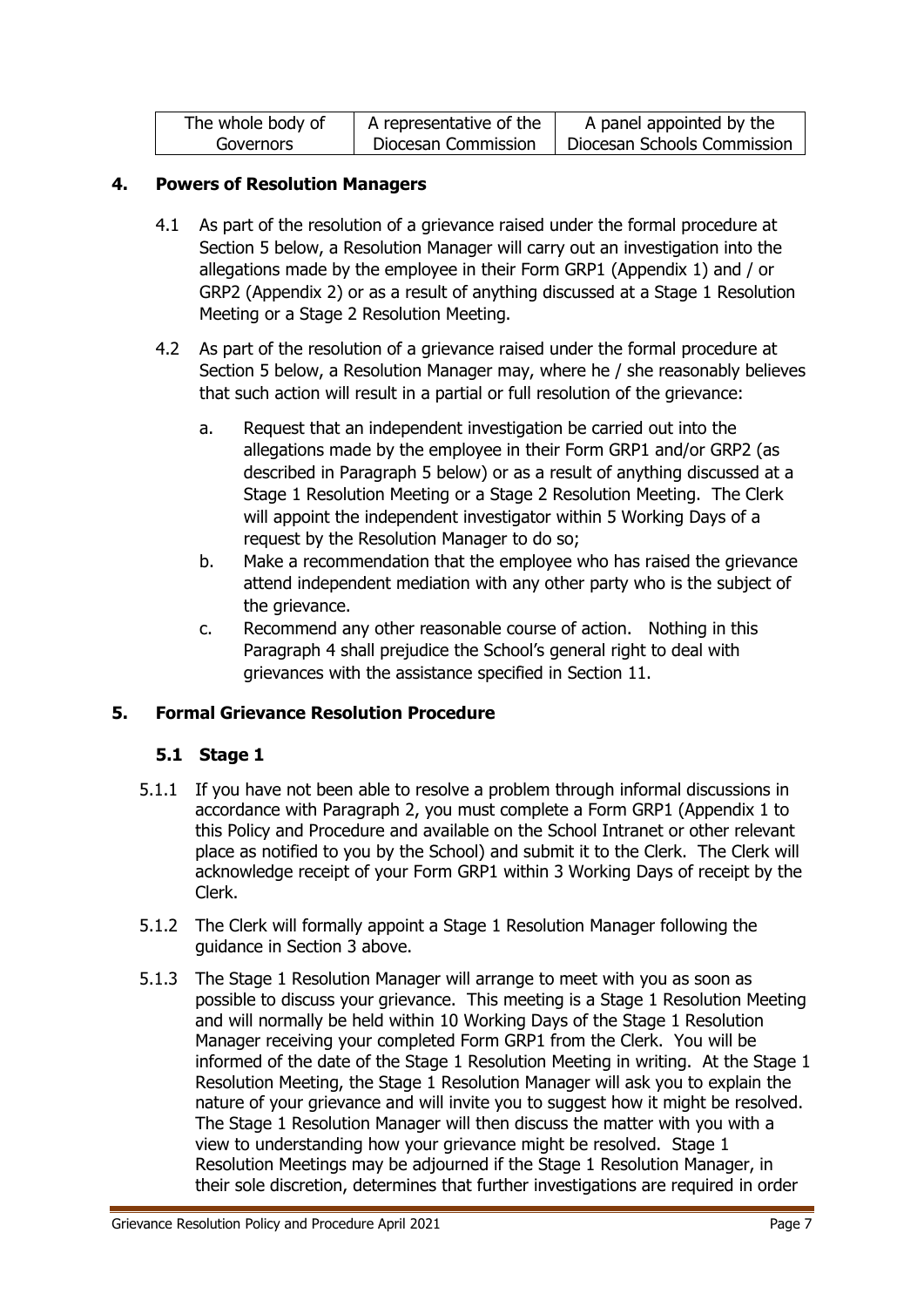| The whole body of Governors | A representative of the Diocesan Commission | A panel appointed by the Diocesan Schools Commission |
|---|---|---|

## 4. Powers of Resolution Managers

4.1 As part of the resolution of a grievance raised under the formal procedure at Section 5 below, a Resolution Manager will carry out an investigation into the allegations made by the employee in their Form GRP1 (Appendix 1) and / or GRP2 (Appendix 2) or as a result of anything discussed at a Stage 1 Resolution Meeting or a Stage 2 Resolution Meeting.

4.2 As part of the resolution of a grievance raised under the formal procedure at Section 5 below, a Resolution Manager may, where he / she reasonably believes that such action will result in a partial or full resolution of the grievance:

a. Request that an independent investigation be carried out into the allegations made by the employee in their Form GRP1 and/or GRP2 (as described in Paragraph 5 below) or as a result of anything discussed at a Stage 1 Resolution Meeting or a Stage 2 Resolution Meeting. The Clerk will appoint the independent investigator within 5 Working Days of a request by the Resolution Manager to do so;

b. Make a recommendation that the employee who has raised the grievance attend independent mediation with any other party who is the subject of the grievance.

c. Recommend any other reasonable course of action. Nothing in this Paragraph 4 shall prejudice the School's general right to deal with grievances with the assistance specified in Section 11.

## 5. Formal Grievance Resolution Procedure

### 5.1 Stage 1

5.1.1 If you have not been able to resolve a problem through informal discussions in accordance with Paragraph 2, you must complete a Form GRP1 (Appendix 1 to this Policy and Procedure and available on the School Intranet or other relevant place as notified to you by the School) and submit it to the Clerk. The Clerk will acknowledge receipt of your Form GRP1 within 3 Working Days of receipt by the Clerk.

5.1.2 The Clerk will formally appoint a Stage 1 Resolution Manager following the guidance in Section 3 above.

5.1.3 The Stage 1 Resolution Manager will arrange to meet with you as soon as possible to discuss your grievance. This meeting is a Stage 1 Resolution Meeting and will normally be held within 10 Working Days of the Stage 1 Resolution Manager receiving your completed Form GRP1 from the Clerk. You will be informed of the date of the Stage 1 Resolution Meeting in writing. At the Stage 1 Resolution Meeting, the Stage 1 Resolution Manager will ask you to explain the nature of your grievance and will invite you to suggest how it might be resolved. The Stage 1 Resolution Manager will then discuss the matter with you with a view to understanding how your grievance might be resolved. Stage 1 Resolution Meetings may be adjourned if the Stage 1 Resolution Manager, in their sole discretion, determines that further investigations are required in order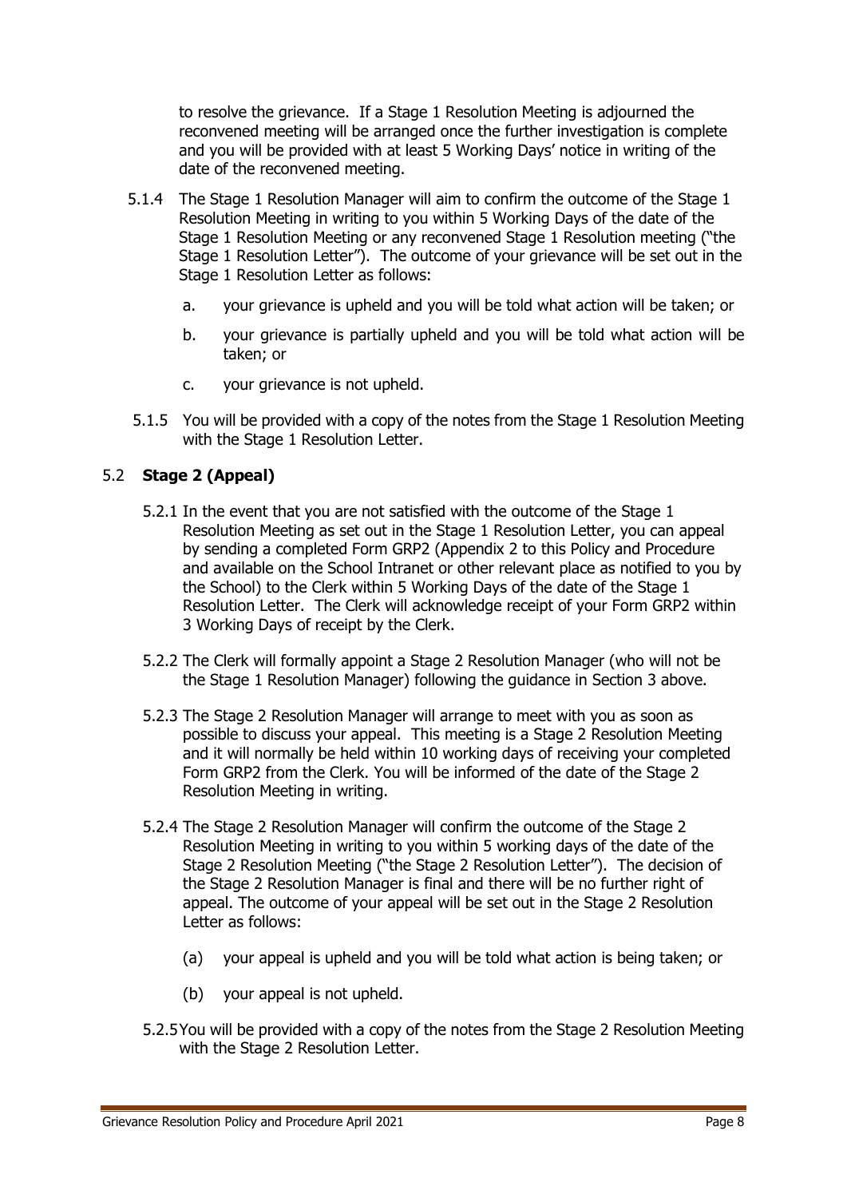to resolve the grievance. If a Stage 1 Resolution Meeting is adjourned the reconvened meeting will be arranged once the further investigation is complete and you will be provided with at least 5 Working Days' notice in writing of the date of the reconvened meeting.

5.1.4 The Stage 1 Resolution Manager will aim to confirm the outcome of the Stage 1 Resolution Meeting in writing to you within 5 Working Days of the date of the Stage 1 Resolution Meeting or any reconvened Stage 1 Resolution meeting ("the Stage 1 Resolution Letter"). The outcome of your grievance will be set out in the Stage 1 Resolution Letter as follows:

a. your grievance is upheld and you will be told what action will be taken; or

b. your grievance is partially upheld and you will be told what action will be taken; or

c. your grievance is not upheld.

5.1.5 You will be provided with a copy of the notes from the Stage 1 Resolution Meeting with the Stage 1 Resolution Letter.

## 5.2 **Stage 2 (Appeal)**

5.2.1 In the event that you are not satisfied with the outcome of the Stage 1 Resolution Meeting as set out in the Stage 1 Resolution Letter, you can appeal by sending a completed Form GRP2 (Appendix 2 to this Policy and Procedure and available on the School Intranet or other relevant place as notified to you by the School) to the Clerk within 5 Working Days of the date of the Stage 1 Resolution Letter. The Clerk will acknowledge receipt of your Form GRP2 within 3 Working Days of receipt by the Clerk.

5.2.2 The Clerk will formally appoint a Stage 2 Resolution Manager (who will not be the Stage 1 Resolution Manager) following the guidance in Section 3 above.

5.2.3 The Stage 2 Resolution Manager will arrange to meet with you as soon as possible to discuss your appeal. This meeting is a Stage 2 Resolution Meeting and it will normally be held within 10 working days of receiving your completed Form GRP2 from the Clerk. You will be informed of the date of the Stage 2 Resolution Meeting in writing.

5.2.4 The Stage 2 Resolution Manager will confirm the outcome of the Stage 2 Resolution Meeting in writing to you within 5 working days of the date of the Stage 2 Resolution Meeting ("the Stage 2 Resolution Letter"). The decision of the Stage 2 Resolution Manager is final and there will be no further right of appeal. The outcome of your appeal will be set out in the Stage 2 Resolution Letter as follows:

(a) your appeal is upheld and you will be told what action is being taken; or

(b) your appeal is not upheld.

5.2.5 You will be provided with a copy of the notes from the Stage 2 Resolution Meeting with the Stage 2 Resolution Letter.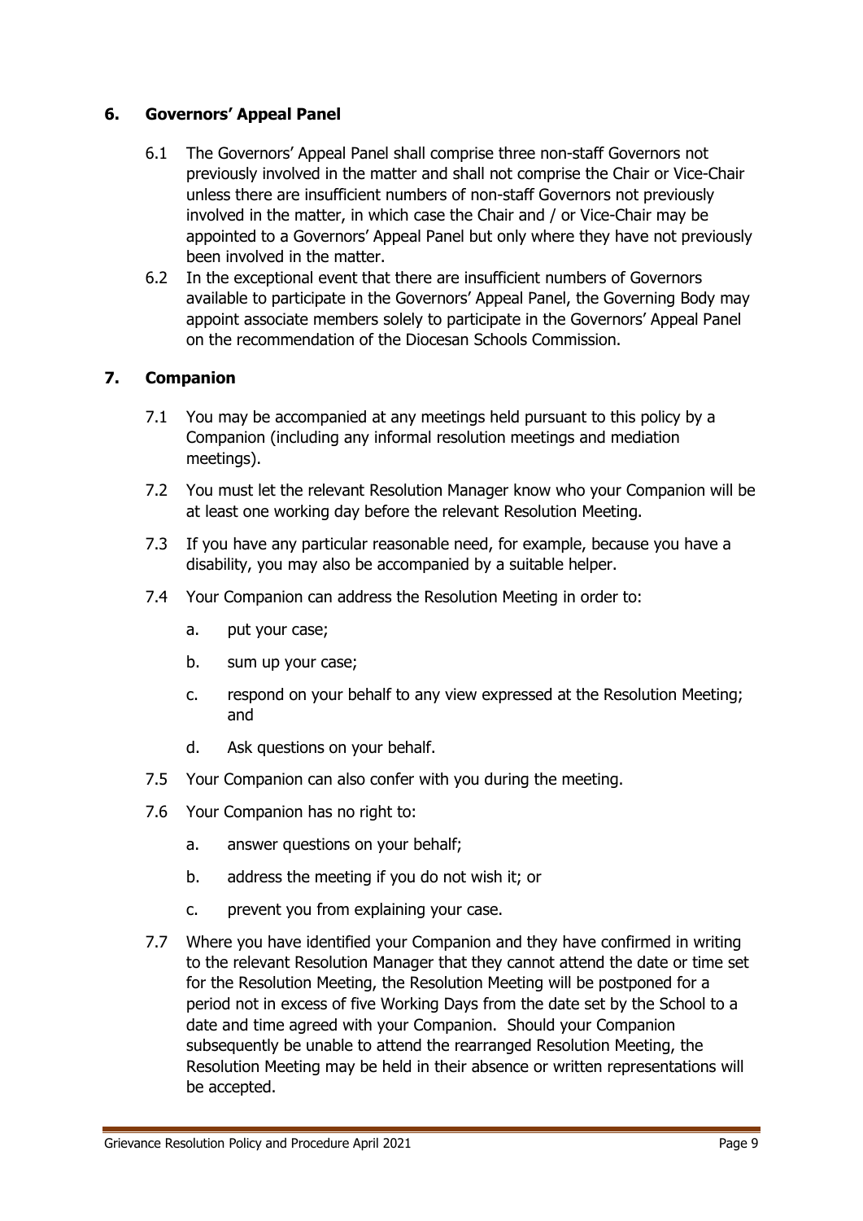## 6. Governors' Appeal Panel

6.1 The Governors' Appeal Panel shall comprise three non-staff Governors not previously involved in the matter and shall not comprise the Chair or Vice-Chair unless there are insufficient numbers of non-staff Governors not previously involved in the matter, in which case the Chair and / or Vice-Chair may be appointed to a Governors' Appeal Panel but only where they have not previously been involved in the matter.

6.2 In the exceptional event that there are insufficient numbers of Governors available to participate in the Governors' Appeal Panel, the Governing Body may appoint associate members solely to participate in the Governors' Appeal Panel on the recommendation of the Diocesan Schools Commission.

## 7. Companion

7.1 You may be accompanied at any meetings held pursuant to this policy by a Companion (including any informal resolution meetings and mediation meetings).

7.2 You must let the relevant Resolution Manager know who your Companion will be at least one working day before the relevant Resolution Meeting.

7.3 If you have any particular reasonable need, for example, because you have a disability, you may also be accompanied by a suitable helper.

7.4 Your Companion can address the Resolution Meeting in order to:

a. put your case;

b. sum up your case;

c. respond on your behalf to any view expressed at the Resolution Meeting; and

d. Ask questions on your behalf.

7.5 Your Companion can also confer with you during the meeting.

7.6 Your Companion has no right to:

a. answer questions on your behalf;

b. address the meeting if you do not wish it; or

c. prevent you from explaining your case.

7.7 Where you have identified your Companion and they have confirmed in writing to the relevant Resolution Manager that they cannot attend the date or time set for the Resolution Meeting, the Resolution Meeting will be postponed for a period not in excess of five Working Days from the date set by the School to a date and time agreed with your Companion. Should your Companion subsequently be unable to attend the rearranged Resolution Meeting, the Resolution Meeting may be held in their absence or written representations will be accepted.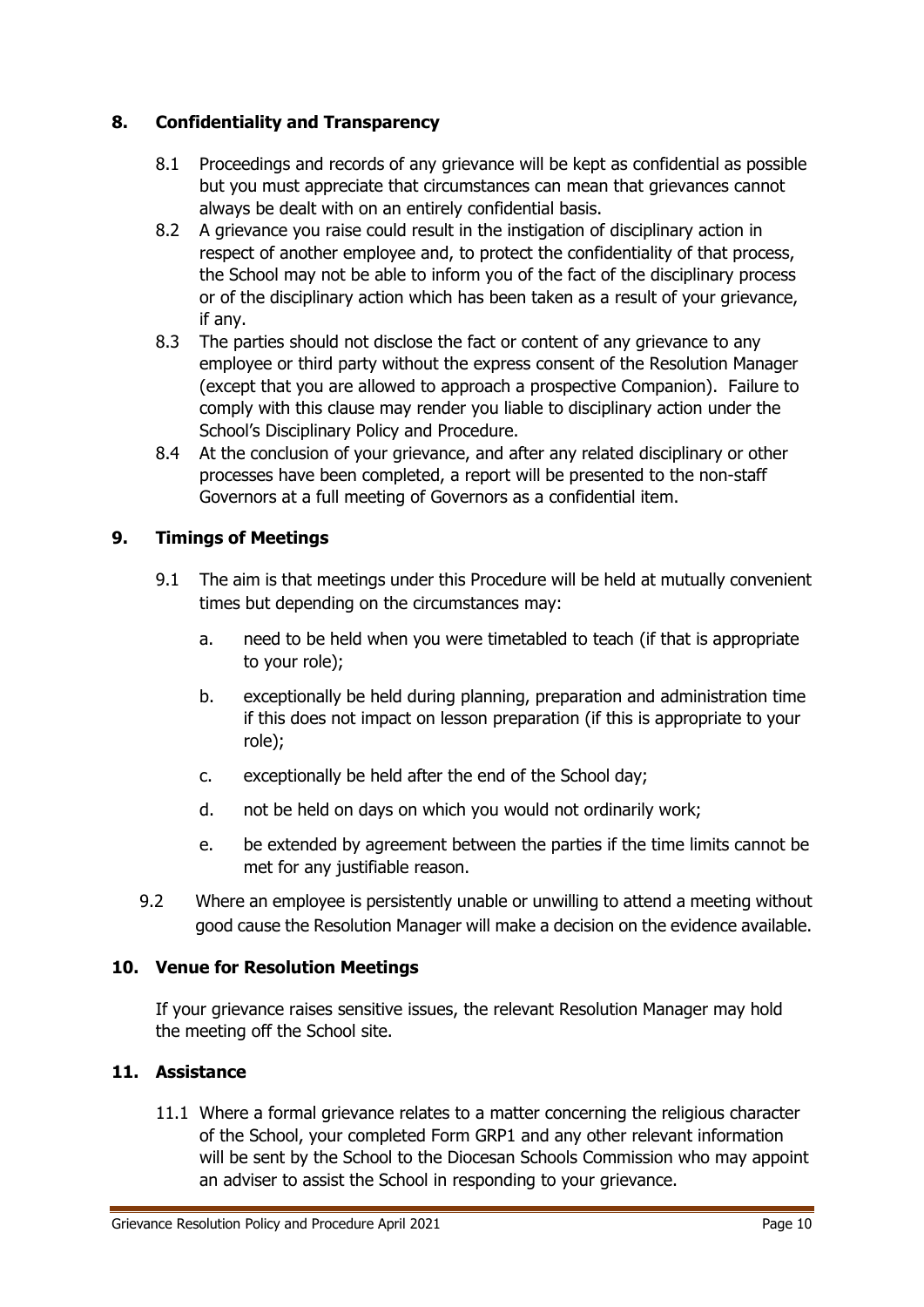## 8. Confidentiality and Transparency

8.1 Proceedings and records of any grievance will be kept as confidential as possible but you must appreciate that circumstances can mean that grievances cannot always be dealt with on an entirely confidential basis.

8.2 A grievance you raise could result in the instigation of disciplinary action in respect of another employee and, to protect the confidentiality of that process, the School may not be able to inform you of the fact of the disciplinary process or of the disciplinary action which has been taken as a result of your grievance, if any.

8.3 The parties should not disclose the fact or content of any grievance to any employee or third party without the express consent of the Resolution Manager (except that you are allowed to approach a prospective Companion). Failure to comply with this clause may render you liable to disciplinary action under the School's Disciplinary Policy and Procedure.

8.4 At the conclusion of your grievance, and after any related disciplinary or other processes have been completed, a report will be presented to the non-staff Governors at a full meeting of Governors as a confidential item.

## 9. Timings of Meetings

9.1 The aim is that meetings under this Procedure will be held at mutually convenient times but depending on the circumstances may:

a. need to be held when you were timetabled to teach (if that is appropriate to your role);

b. exceptionally be held during planning, preparation and administration time if this does not impact on lesson preparation (if this is appropriate to your role);

c. exceptionally be held after the end of the School day;

d. not be held on days on which you would not ordinarily work;

e. be extended by agreement between the parties if the time limits cannot be met for any justifiable reason.

9.2 Where an employee is persistently unable or unwilling to attend a meeting without good cause the Resolution Manager will make a decision on the evidence available.

## 10. Venue for Resolution Meetings

If your grievance raises sensitive issues, the relevant Resolution Manager may hold the meeting off the School site.

## 11. Assistance

11.1 Where a formal grievance relates to a matter concerning the religious character of the School, your completed Form GRP1 and any other relevant information will be sent by the School to the Diocesan Schools Commission who may appoint an adviser to assist the School in responding to your grievance.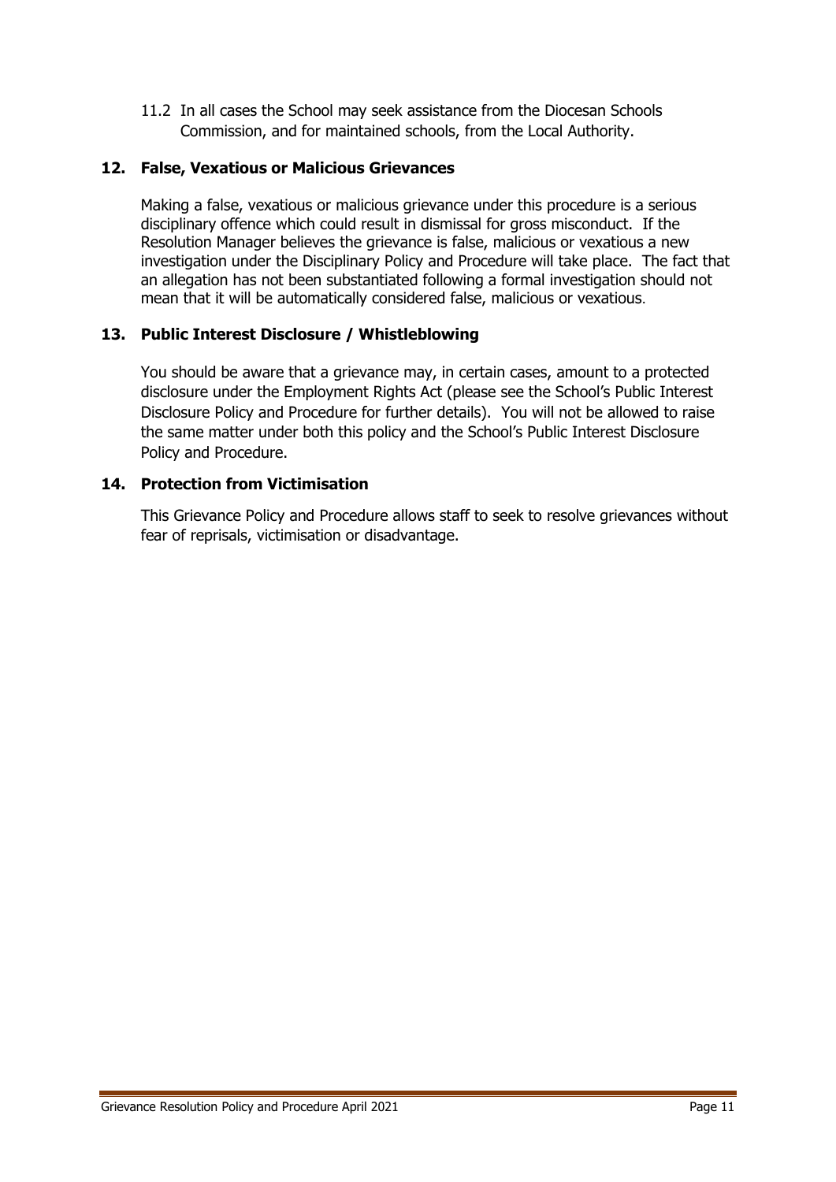11.2 In all cases the School may seek assistance from the Diocesan Schools Commission, and for maintained schools, from the Local Authority.

## 12. False, Vexatious or Malicious Grievances

Making a false, vexatious or malicious grievance under this procedure is a serious disciplinary offence which could result in dismissal for gross misconduct. If the Resolution Manager believes the grievance is false, malicious or vexatious a new investigation under the Disciplinary Policy and Procedure will take place. The fact that an allegation has not been substantiated following a formal investigation should not mean that it will be automatically considered false, malicious or vexatious.

## 13. Public Interest Disclosure / Whistleblowing

You should be aware that a grievance may, in certain cases, amount to a protected disclosure under the Employment Rights Act (please see the School's Public Interest Disclosure Policy and Procedure for further details). You will not be allowed to raise the same matter under both this policy and the School's Public Interest Disclosure Policy and Procedure.

## 14. Protection from Victimisation

This Grievance Policy and Procedure allows staff to seek to resolve grievances without fear of reprisals, victimisation or disadvantage.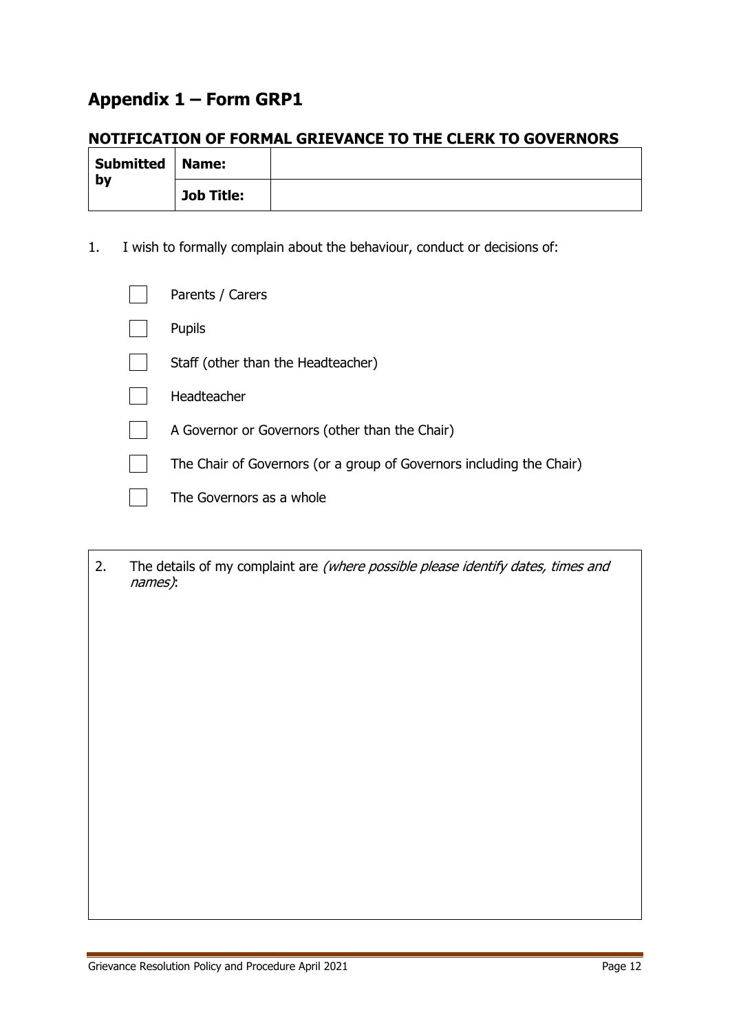# Appendix 1 – Form GRP1

## NOTIFICATION OF FORMAL GRIEVANCE TO THE CLERK TO GOVERNORS

| Submitted by | Name: | |
|---|---|---|
| | Job Title: | |

1. I wish to formally complain about the behaviour, conduct or decisions of:

- [ ] Parents / Carers
- [ ] Pupils
- [ ] Staff (other than the Headteacher)
- [ ] Headteacher
- [ ] A Governor or Governors (other than the Chair)
- [ ] The Chair of Governors (or a group of Governors including the Chair)
- [ ] The Governors as a whole

2. The details of my complaint are *(where possible please identify dates, times and names)*: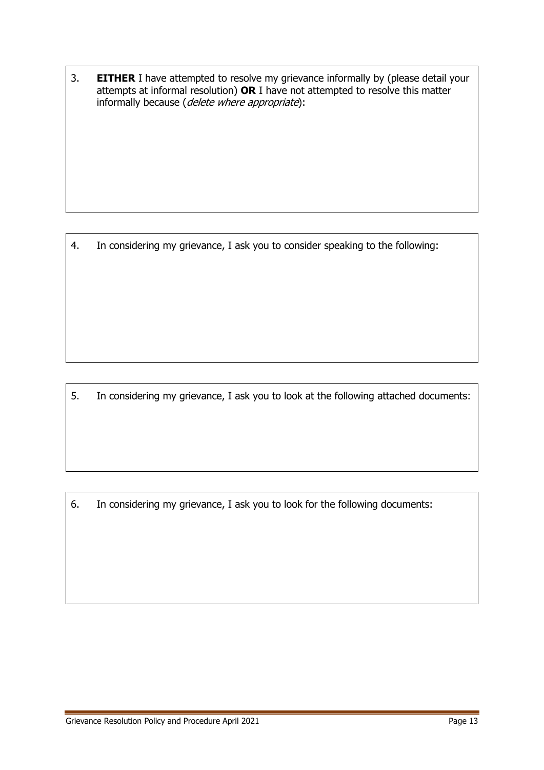3. **EITHER** I have attempted to resolve my grievance informally by (please detail your attempts at informal resolution) **OR** I have not attempted to resolve this matter informally because (*delete where appropriate*):

4. In considering my grievance, I ask you to consider speaking to the following:

5. In considering my grievance, I ask you to look at the following attached documents:

6. In considering my grievance, I ask you to look for the following documents: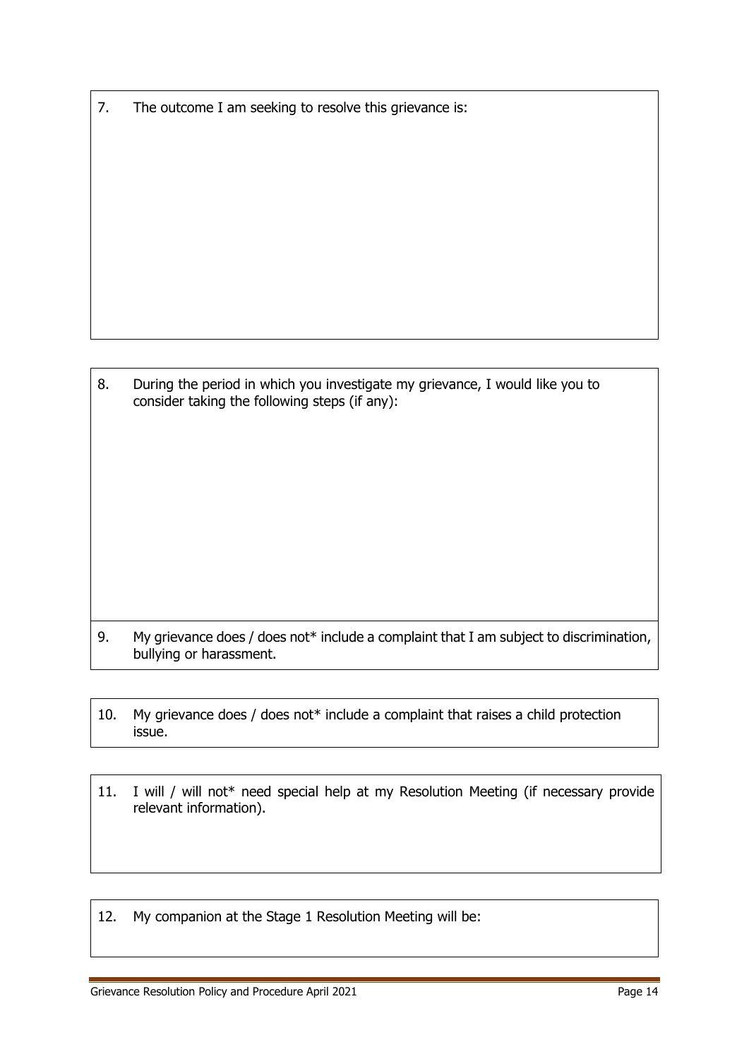7. The outcome I am seeking to resolve this grievance is:

8. During the period in which you investigate my grievance, I would like you to consider taking the following steps (if any):

9. My grievance does / does not* include a complaint that I am subject to discrimination, bullying or harassment.

10. My grievance does / does not* include a complaint that raises a child protection issue.

11. I will / will not* need special help at my Resolution Meeting (if necessary provide relevant information).

12. My companion at the Stage 1 Resolution Meeting will be: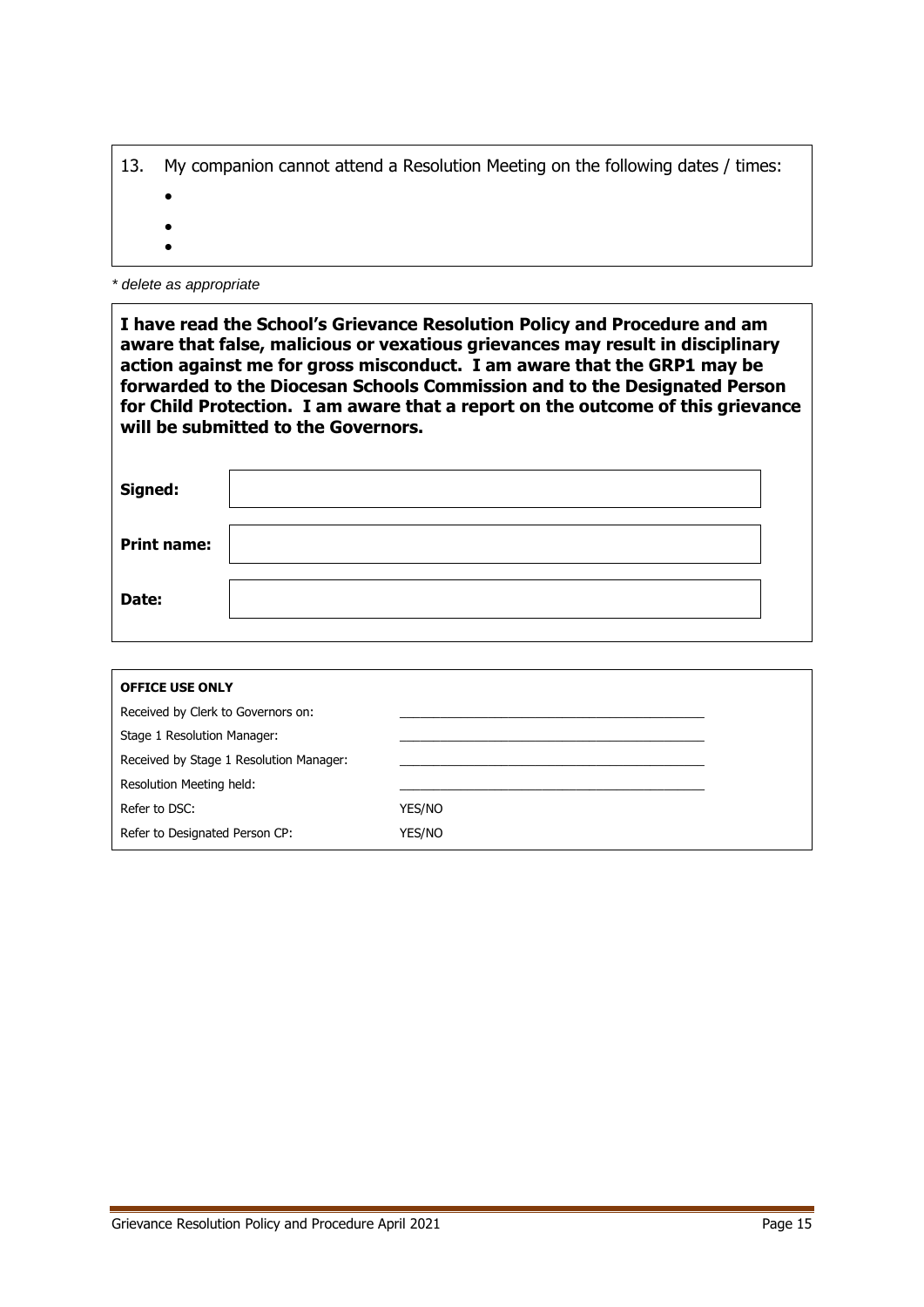13. My companion cannot attend a Resolution Meeting on the following dates / times:

    - 
    - 
    - 

*\* delete as appropriate*

**I have read the School's Grievance Resolution Policy and Procedure and am aware that false, malicious or vexatious grievances may result in disciplinary action against me for gross misconduct. I am aware that the GRP1 may be forwarded to the Diocesan Schools Commission and to the Designated Person for Child Protection. I am aware that a report on the outcome of this grievance will be submitted to the Governors.**

| | |
|---|---|
| **Signed:** | |
| **Print name:** | |
| **Date:** | |

| **OFFICE USE ONLY** | |
|---|---|
| Received by Clerk to Governors on: | \_\_\_\_\_\_\_\_\_\_\_\_\_\_\_\_\_\_\_\_\_\_\_\_\_\_\_\_\_\_\_\_\_\_\_\_\_\_\_\_ |
| Stage 1 Resolution Manager: | \_\_\_\_\_\_\_\_\_\_\_\_\_\_\_\_\_\_\_\_\_\_\_\_\_\_\_\_\_\_\_\_\_\_\_\_\_\_\_\_ |
| Received by Stage 1 Resolution Manager: | \_\_\_\_\_\_\_\_\_\_\_\_\_\_\_\_\_\_\_\_\_\_\_\_\_\_\_\_\_\_\_\_\_\_\_\_\_\_\_\_ |
| Resolution Meeting held: | \_\_\_\_\_\_\_\_\_\_\_\_\_\_\_\_\_\_\_\_\_\_\_\_\_\_\_\_\_\_\_\_\_\_\_\_\_\_\_\_ |
| Refer to DSC: | YES/NO |
| Refer to Designated Person CP: | YES/NO |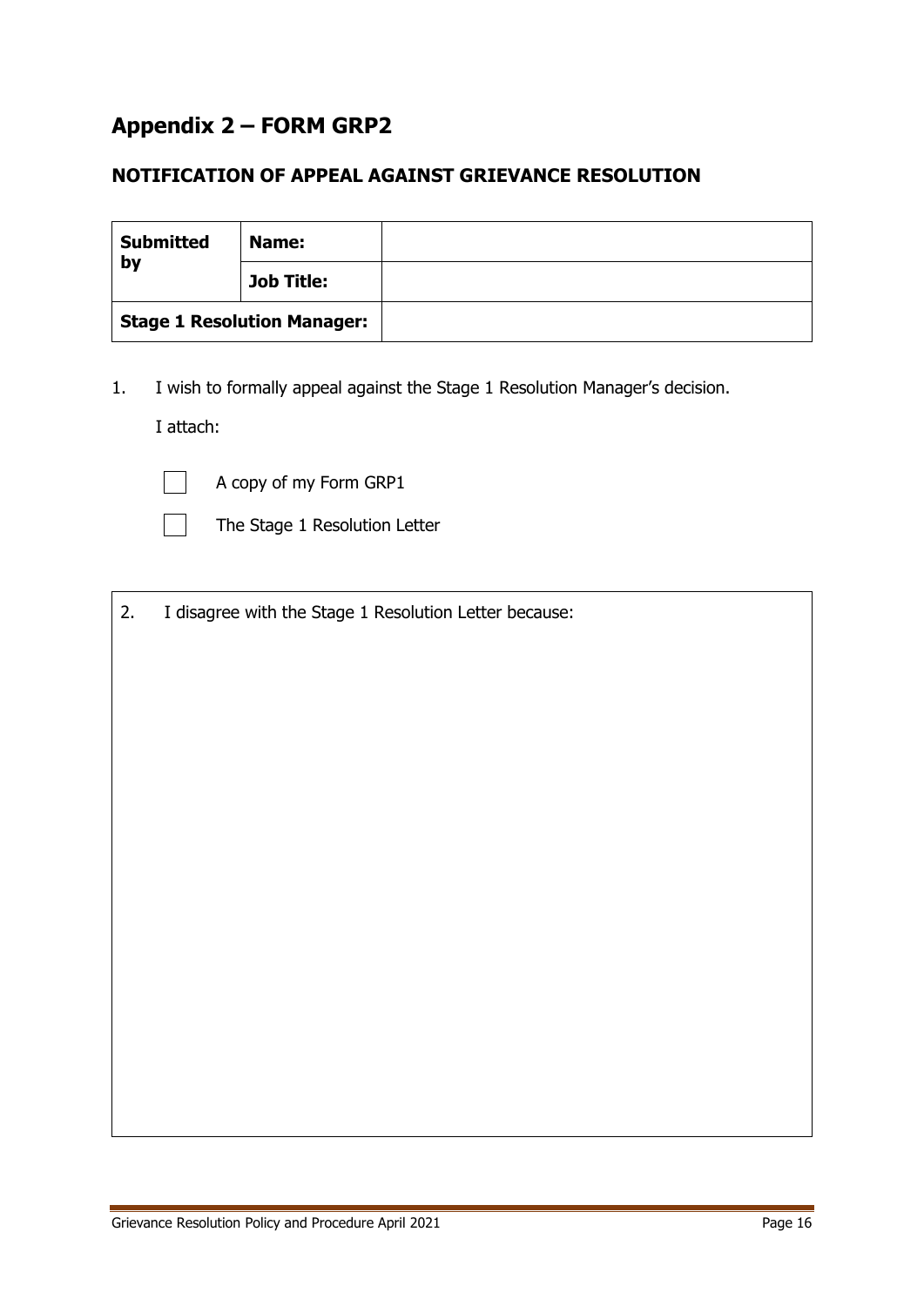## Appendix 2 – FORM GRP2

### NOTIFICATION OF APPEAL AGAINST GRIEVANCE RESOLUTION

| **Submitted by** | **Name:** | |
|---|---|---|
| | **Job Title:** | |
| **Stage 1 Resolution Manager:** | | |

1. I wish to formally appeal against the Stage 1 Resolution Manager's decision.

   I attach:

   - [ ] A copy of my Form GRP1
   - [ ] The Stage 1 Resolution Letter

| 2. I disagree with the Stage 1 Resolution Letter because: |
|---|
| |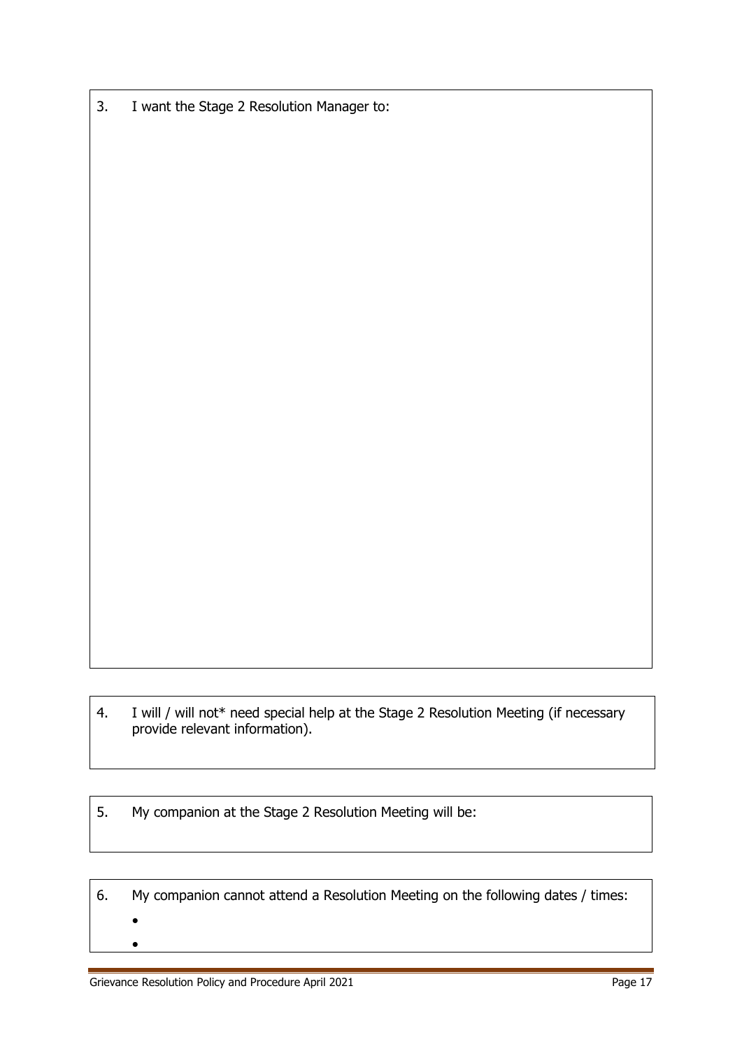3. I want the Stage 2 Resolution Manager to:

4. I will / will not* need special help at the Stage 2 Resolution Meeting (if necessary provide relevant information).

5. My companion at the Stage 2 Resolution Meeting will be:

6. My companion cannot attend a Resolution Meeting on the following dates / times:

   -
   -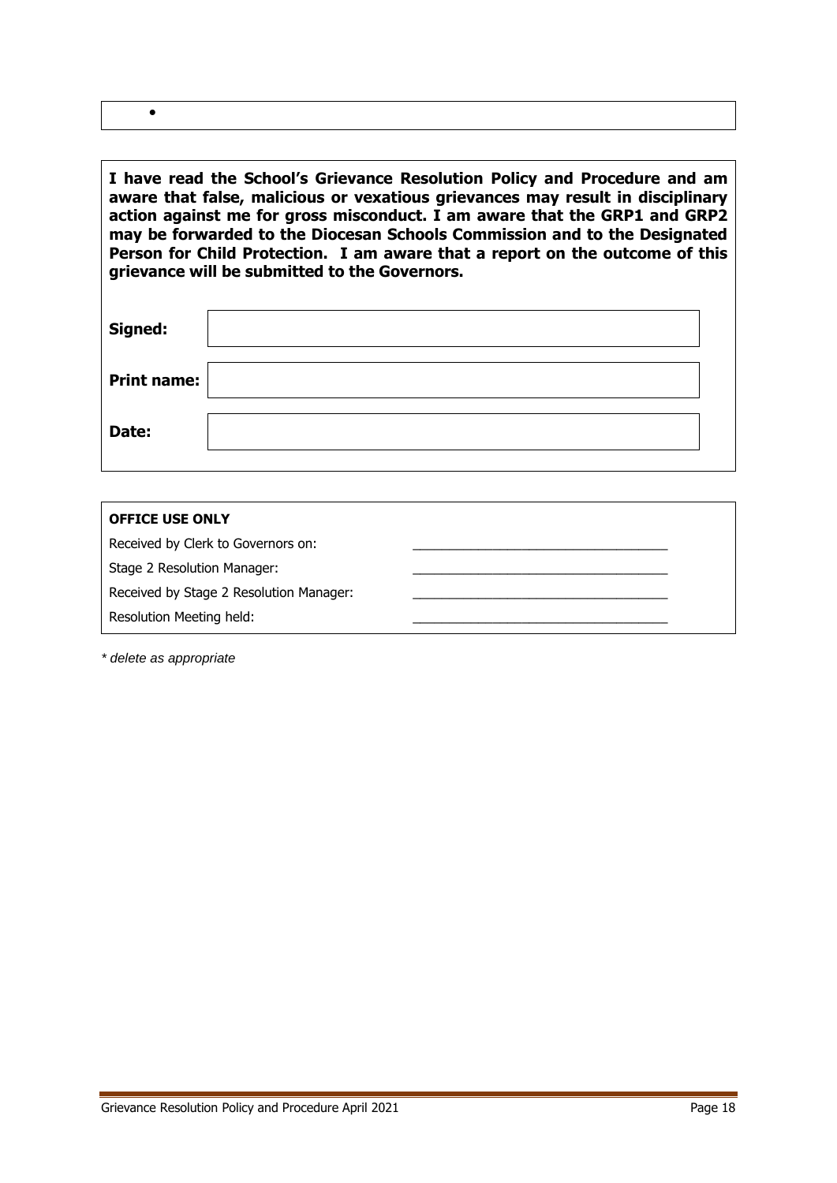- 

**I have read the School's Grievance Resolution Policy and Procedure and am aware that false, malicious or vexatious grievances may result in disciplinary action against me for gross misconduct. I am aware that the GRP1 and GRP2 may be forwarded to the Diocesan Schools Commission and to the Designated Person for Child Protection. I am aware that a report on the outcome of this grievance will be submitted to the Governors.**

| | |
|---|---|
| **Signed:** | |
| **Print name:** | |
| **Date:** | |

**OFFICE USE ONLY**

| | |
|---|---|
| Received by Clerk to Governors on: | ___________________________________ |
| Stage 2 Resolution Manager: | ___________________________________ |
| Received by Stage 2 Resolution Manager: | ___________________________________ |
| Resolution Meeting held: | ___________________________________ |

*\* delete as appropriate*